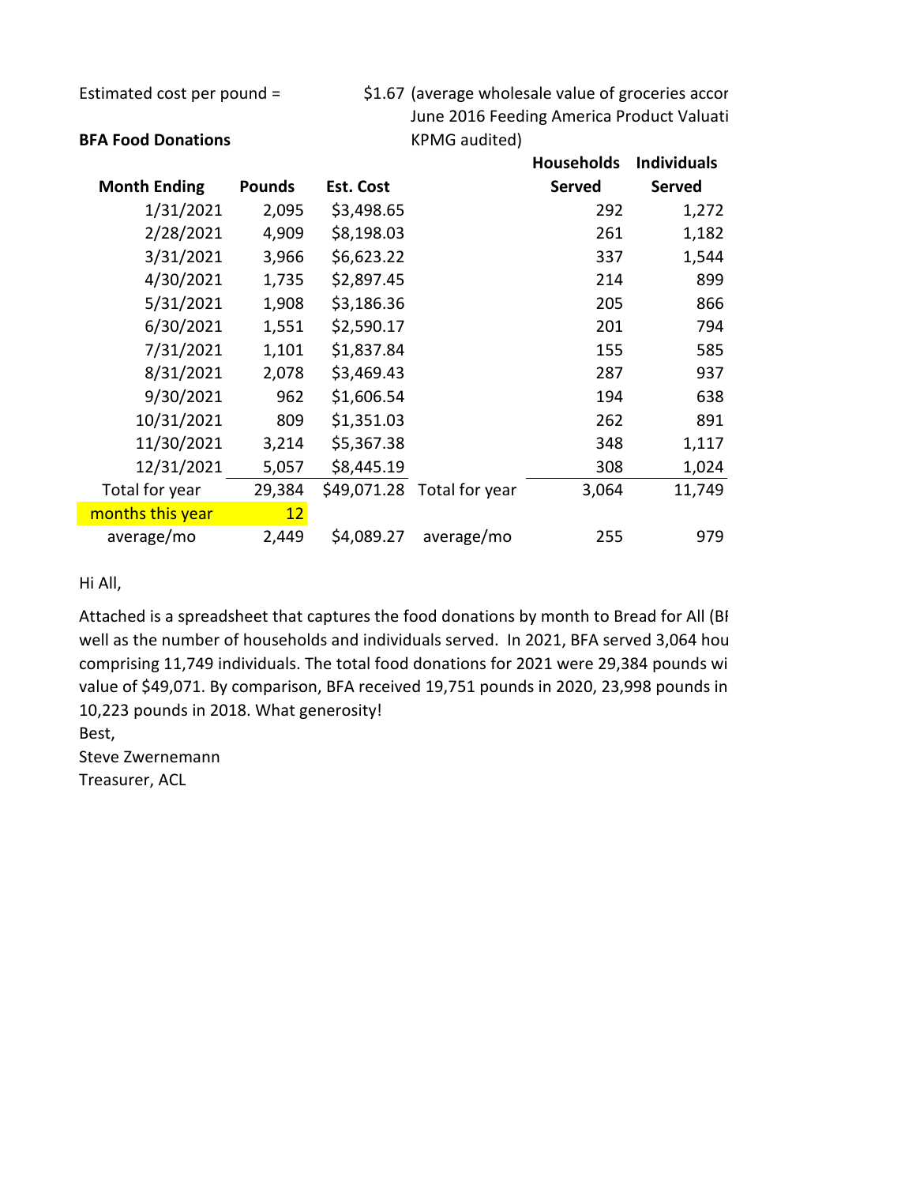Estimated cost per pound = $1.67 (average wholesale value of groceries accor June 2016 Feeding America Product Valuati KPMG audited)

**BFA Food Donations**

| Month Ending | Pounds | Est. Cost | | Households Served | Individuals Served |
|---|---|---|---|---|---|
| 1/31/2021 | 2,095 | $3,498.65 | | 292 | 1,272 |
| 2/28/2021 | 4,909 | $8,198.03 | | 261 | 1,182 |
| 3/31/2021 | 3,966 | $6,623.22 | | 337 | 1,544 |
| 4/30/2021 | 1,735 | $2,897.45 | | 214 | 899 |
| 5/31/2021 | 1,908 | $3,186.36 | | 205 | 866 |
| 6/30/2021 | 1,551 | $2,590.17 | | 201 | 794 |
| 7/31/2021 | 1,101 | $1,837.84 | | 155 | 585 |
| 8/31/2021 | 2,078 | $3,469.43 | | 287 | 937 |
| 9/30/2021 | 962 | $1,606.54 | | 194 | 638 |
| 10/31/2021 | 809 | $1,351.03 | | 262 | 891 |
| 11/30/2021 | 3,214 | $5,367.38 | | 348 | 1,117 |
| 12/31/2021 | 5,057 | $8,445.19 | | 308 | 1,024 |
| Total for year | 29,384 | $49,071.28 | Total for year | 3,064 | 11,749 |
| months this year | 12 | | | | |
| average/mo | 2,449 | $4,089.27 | average/mo | 255 | 979 |

Hi All,

Attached is a spreadsheet that captures the food donations by month to Bread for All (BI well as the number of households and individuals served. In 2021, BFA served 3,064 hou comprising 11,749 individuals. The total food donations for 2021 were 29,384 pounds wi value of $49,071. By comparison, BFA received 19,751 pounds in 2020, 23,998 pounds in 10,223 pounds in 2018. What generosity!

Best,

Steve Zwernemann

Treasurer, ACL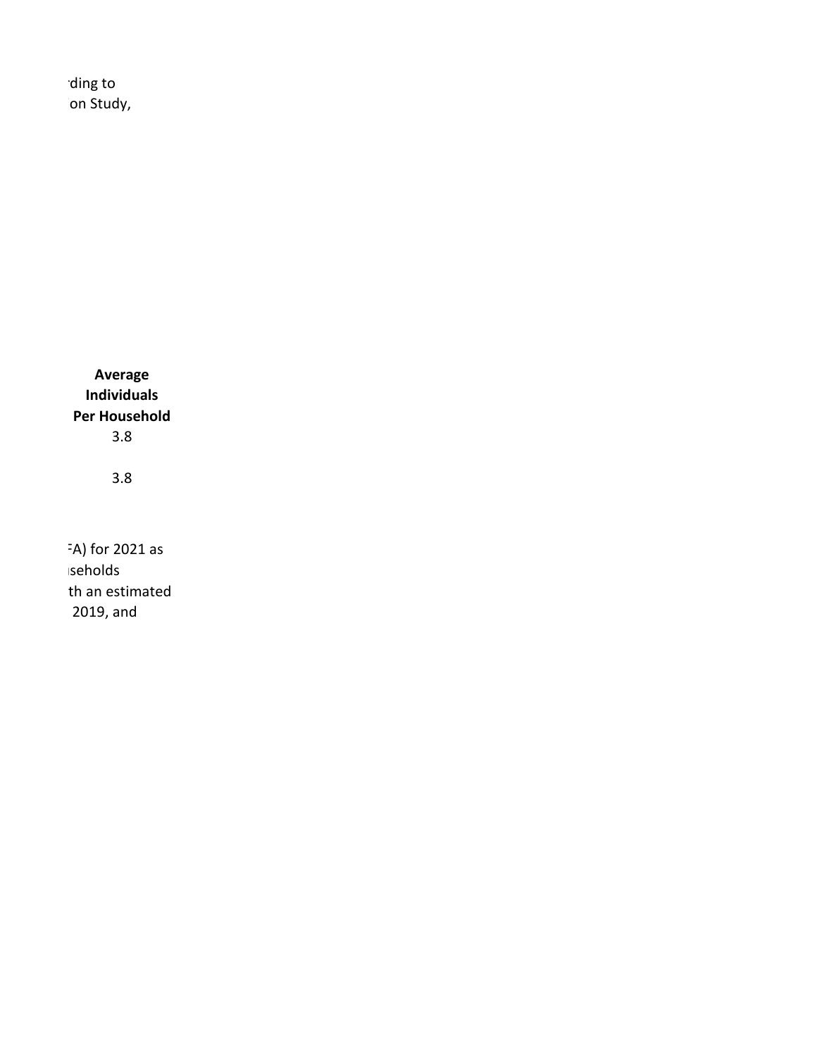ding to
on Study,

| Average Individuals Per Household |
|---|
| 3.8 |
| 3.8 |

A) for 2021 as
seholds
th an estimated
2019, and